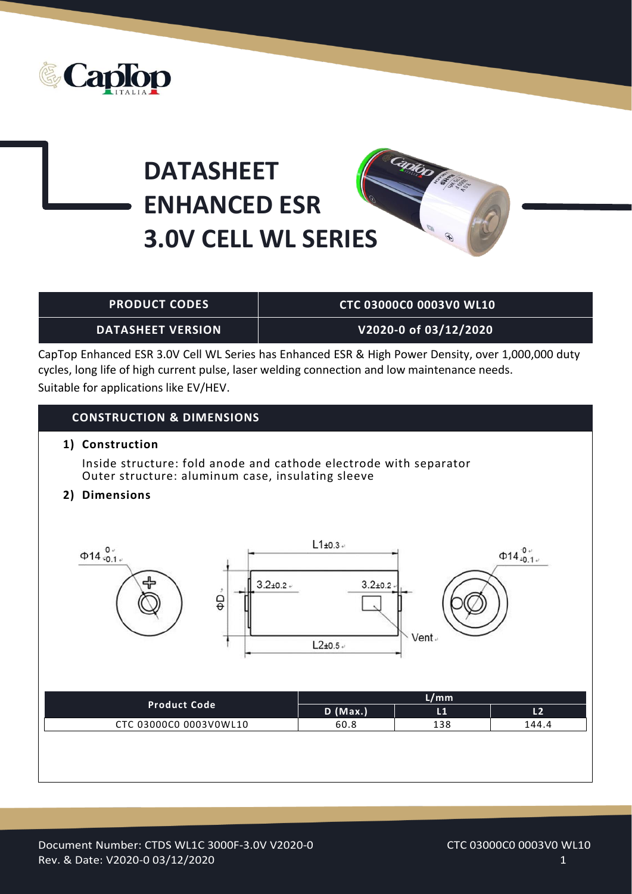# DATASHEET ENHANCED ESR 3.0V CELL WL SERIES

| PRODUCT CODES | CTC 03000C0 0003V0 WL10 |
|---|---|
| DATASHEET VERSION | V2020-0 of 03/12/2020 |

CapTop Enhanced ESR 3.0V Cell WL Series has Enhanced ESR & High Power Density, over 1,000,000 duty cycles, long life of high current pulse, laser welding connection and low maintenance needs.
Suitable for applications like EV/HEV.

## CONSTRUCTION & DIMENSIONS

**1) Construction**

Inside structure: fold anode and cathode electrode with separator
Outer structure: aluminum case, insulating sleeve

**2) Dimensions**

$\Phi 14^{0}_{-0.1}$ &nbsp; L1±0.3 &nbsp; 3.2±0.2 &nbsp; 3.2±0.2 &nbsp; ΦD &nbsp; L2±0.5 &nbsp; Vent &nbsp; $\Phi 14^{0}_{-0.1}$

| Product Code | L/mm | | |
|---|---|---|---|
| | D (Max.) | L1 | L2 |
| CTC 03000C0 0003V0WL10 | 60.8 | 138 | 144.4 |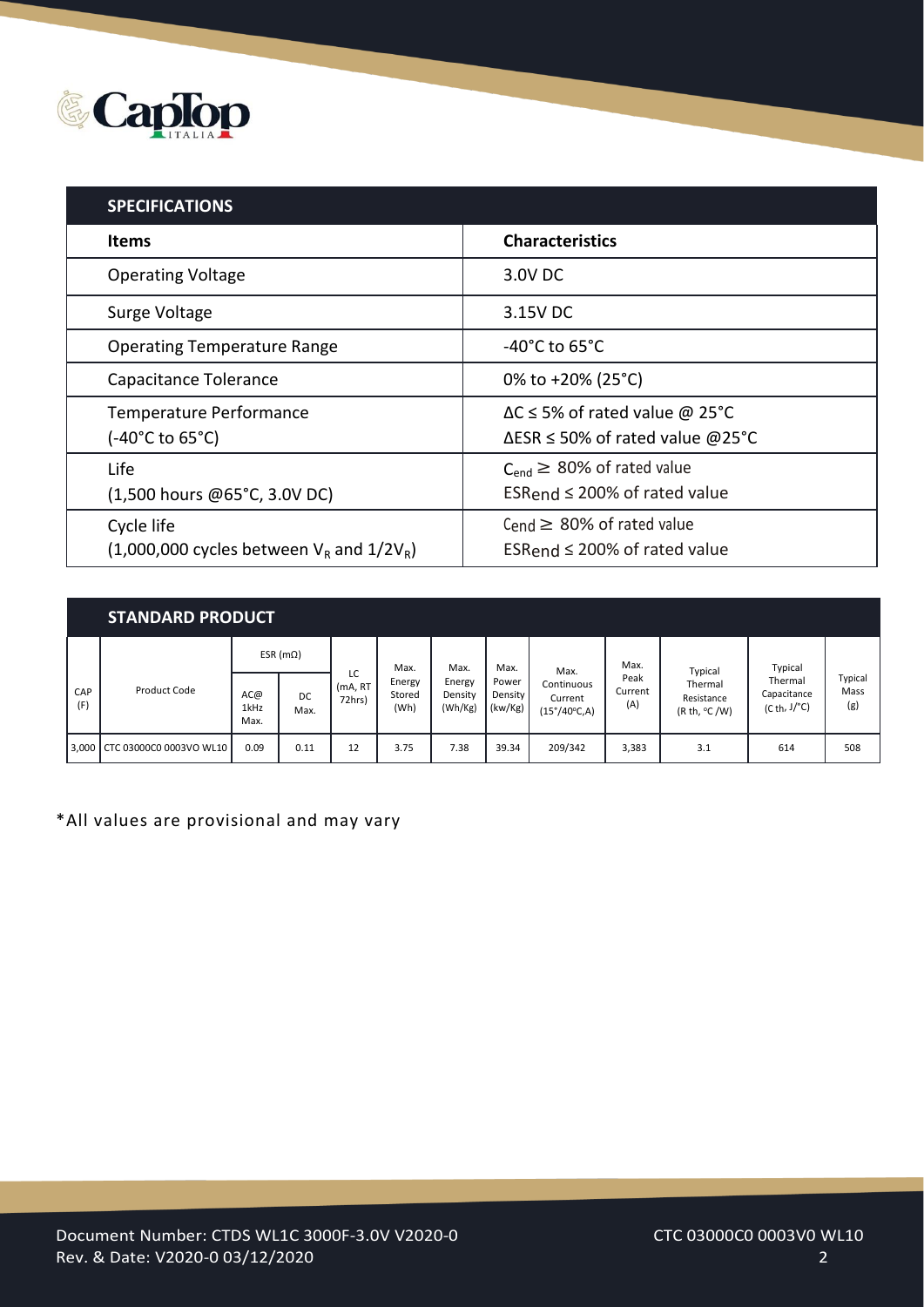## SPECIFICATIONS

| Items | Characteristics |
|---|---|
| Operating Voltage | 3.0V DC |
| Surge Voltage | 3.15V DC |
| Operating Temperature Range | -40°C to 65°C |
| Capacitance Tolerance | 0% to +20% (25°C) |
| Temperature Performance (-40°C to 65°C) | ΔC ≤ 5% of rated value @ 25°C<br>ΔESR ≤ 50% of rated value @25°C |
| Life (1,500 hours @65°C, 3.0V DC) | $C_{end}$ ≥ 80% of rated value<br>$ESR_{end}$ ≤ 200% of rated value |
| Cycle life (1,000,000 cycles between $V_R$ and $1/2V_R$) | $C_{end}$ ≥ 80% of rated value<br>$ESR_{end}$ ≤ 200% of rated value |

## STANDARD PRODUCT

| CAP (F) | Product Code | ESR (mΩ) | | LC (mA, RT 72hrs) | Max. Energy Stored (Wh) | Max. Energy Density (Wh/Kg) | Max. Power Density (kw/Kg) | Max. Continuous Current (15°/40°C,A) | Max. Peak Current (A) | Typical Thermal Resistance (R th, °C /W) | Typical Thermal Capacitance (C th, J/°C) | Typical Mass (g) |
|---|---|---|---|---|---|---|---|---|---|---|---|---|
| | | AC@ 1kHz Max. | DC Max. | | | | | | | | | |
| 3,000 | CTC 03000C0 0003VO WL10 | 0.09 | 0.11 | 12 | 3.75 | 7.38 | 39.34 | 209/342 | 3,383 | 3.1 | 614 | 508 |

*All values are provisional and may vary

Document Number: CTDS WL1C 3000F-3.0V V2020-0
Rev. & Date: V2020-0 03/12/2020

CTC 03000C0 0003V0 WL10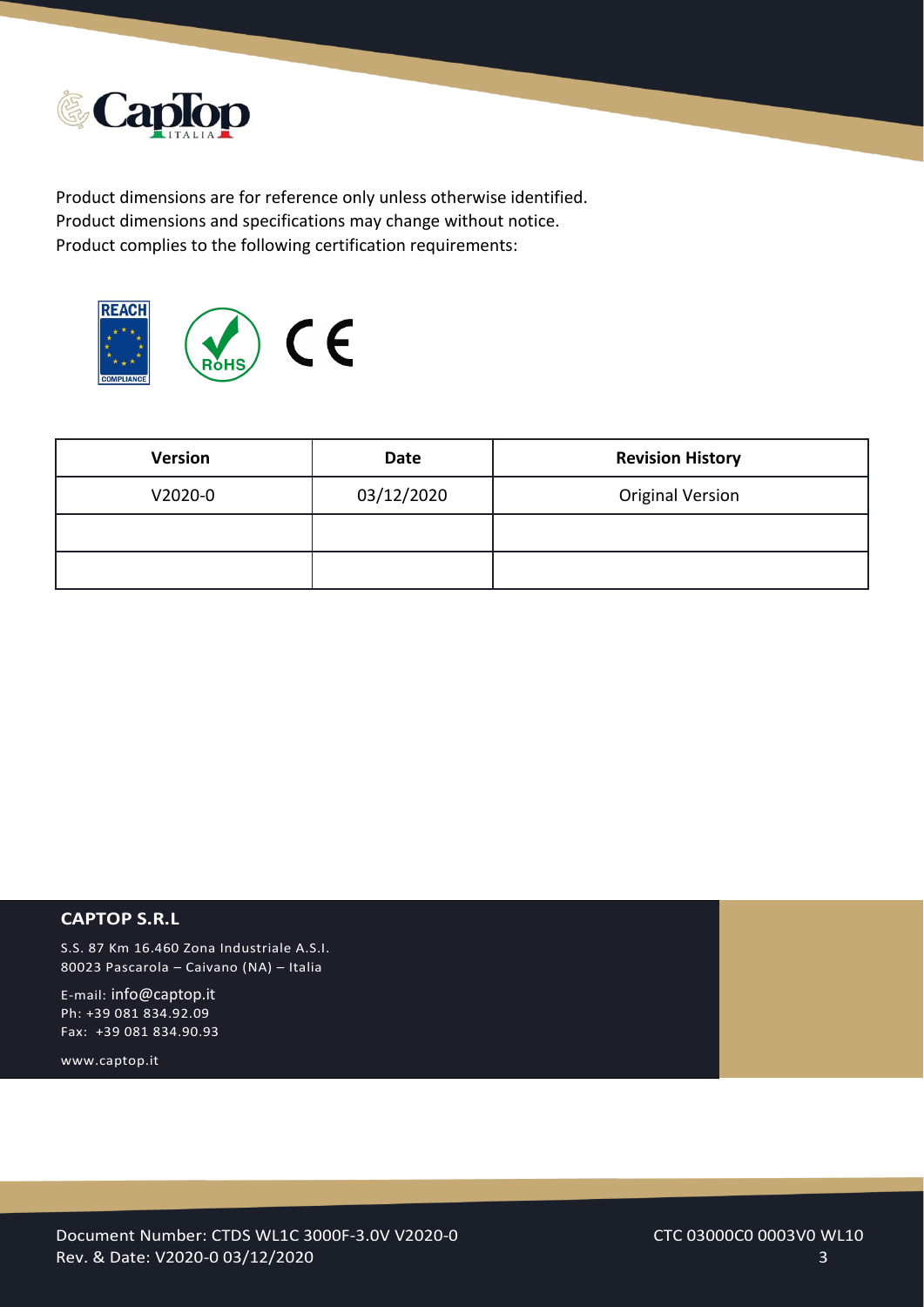Product dimensions are for reference only unless otherwise identified.
Product dimensions and specifications may change without notice.
Product complies to the following certification requirements:

| Version | Date | Revision History |
| --- | --- | --- |
| V2020-0 | 03/12/2020 | Original Version |
| | | |
| | | |

**CAPTOP S.R.L**

S.S. 87 Km 16.460 Zona Industriale A.S.I.
80023 Pascarola – Caivano (NA) – Italia

E-mail: info@captop.it
Ph: +39 081 834.92.09
Fax: +39 081 834.90.93

www.captop.it